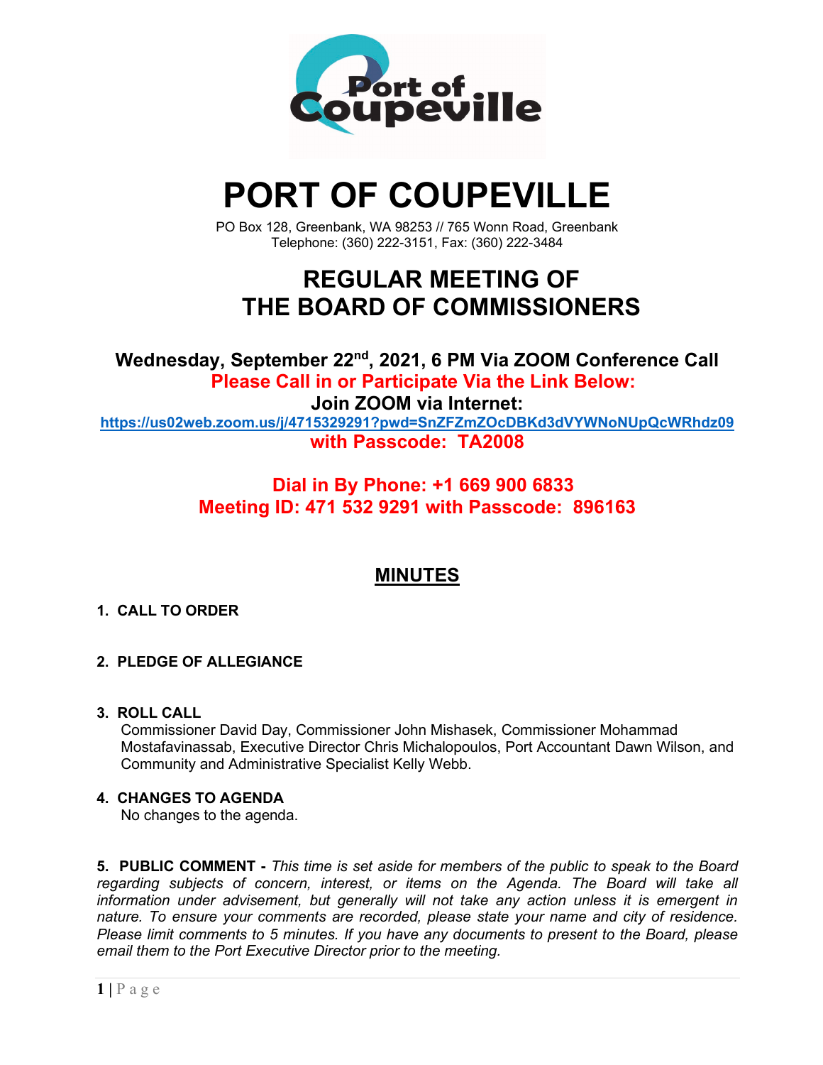# PORT OF COUPEVILLE

PO Box 128, Greenbank, WA 98253 // 765 Wonn Road, Greenbank
Telephone: (360) 222-3151, Fax: (360) 222-3484

## REGULAR MEETING OF THE BOARD OF COMMISSIONERS

**Wednesday, September 22nd, 2021, 6 PM Via ZOOM Conference Call**

**Please Call in or Participate Via the Link Below:**

**Join ZOOM via Internet:**

**https://us02web.zoom.us/j/4715329291?pwd=SnZFZmZOcDBKd3dVYWNoNUpQcWRhdz09**

**with Passcode: TA2008**

**Dial in By Phone: +1 669 900 6833**

**Meeting ID: 471 532 9291 with Passcode: 896163**

## MINUTES

**1. CALL TO ORDER**

**2. PLEDGE OF ALLEGIANCE**

**3. ROLL CALL**

Commissioner David Day, Commissioner John Mishasek, Commissioner Mohammad Mostafavinassab, Executive Director Chris Michalopoulos, Port Accountant Dawn Wilson, and Community and Administrative Specialist Kelly Webb.

**4. CHANGES TO AGENDA**

No changes to the agenda.

**5. PUBLIC COMMENT -** *This time is set aside for members of the public to speak to the Board regarding subjects of concern, interest, or items on the Agenda. The Board will take all information under advisement, but generally will not take any action unless it is emergent in nature. To ensure your comments are recorded, please state your name and city of residence. Please limit comments to 5 minutes. If you have any documents to present to the Board, please email them to the Port Executive Director prior to the meeting.*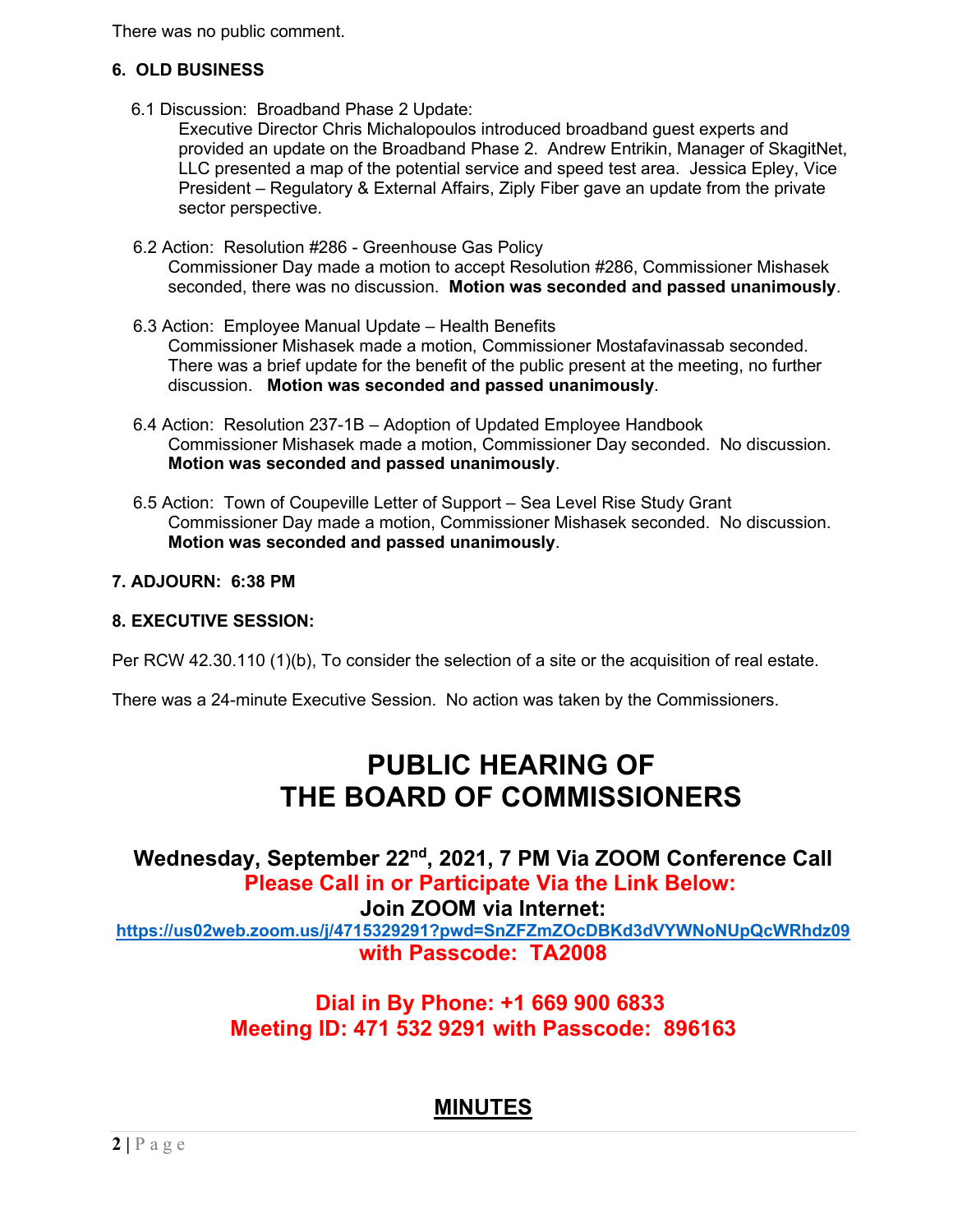There was no public comment.

**6. OLD BUSINESS**

6.1 Discussion: Broadband Phase 2 Update:

Executive Director Chris Michalopoulos introduced broadband guest experts and provided an update on the Broadband Phase 2. Andrew Entrikin, Manager of SkagitNet, LLC presented a map of the potential service and speed test area. Jessica Epley, Vice President – Regulatory & External Affairs, Ziply Fiber gave an update from the private sector perspective.

6.2 Action: Resolution #286 - Greenhouse Gas Policy

Commissioner Day made a motion to accept Resolution #286, Commissioner Mishasek seconded, there was no discussion. **Motion was seconded and passed unanimously**.

6.3 Action: Employee Manual Update – Health Benefits

Commissioner Mishasek made a motion, Commissioner Mostafavinassab seconded. There was a brief update for the benefit of the public present at the meeting, no further discussion. **Motion was seconded and passed unanimously**.

6.4 Action: Resolution 237-1B – Adoption of Updated Employee Handbook

Commissioner Mishasek made a motion, Commissioner Day seconded. No discussion. **Motion was seconded and passed unanimously**.

6.5 Action: Town of Coupeville Letter of Support – Sea Level Rise Study Grant

Commissioner Day made a motion, Commissioner Mishasek seconded. No discussion. **Motion was seconded and passed unanimously**.

**7. ADJOURN: 6:38 PM**

**8. EXECUTIVE SESSION:**

Per RCW 42.30.110 (1)(b), To consider the selection of a site or the acquisition of real estate.

There was a 24-minute Executive Session. No action was taken by the Commissioners.

# PUBLIC HEARING OF THE BOARD OF COMMISSIONERS

### Wednesday, September 22nd, 2021, 7 PM Via ZOOM Conference Call

**Please Call in or Participate Via the Link Below:**

**Join ZOOM via Internet:**

**https://us02web.zoom.us/j/4715329291?pwd=SnZFZmZOcDBKd3dVYWNoNUpQcWRhdz09**

**with Passcode: TA2008**

**Dial in By Phone: +1 669 900 6833**

**Meeting ID: 471 532 9291 with Passcode: 896163**

## MINUTES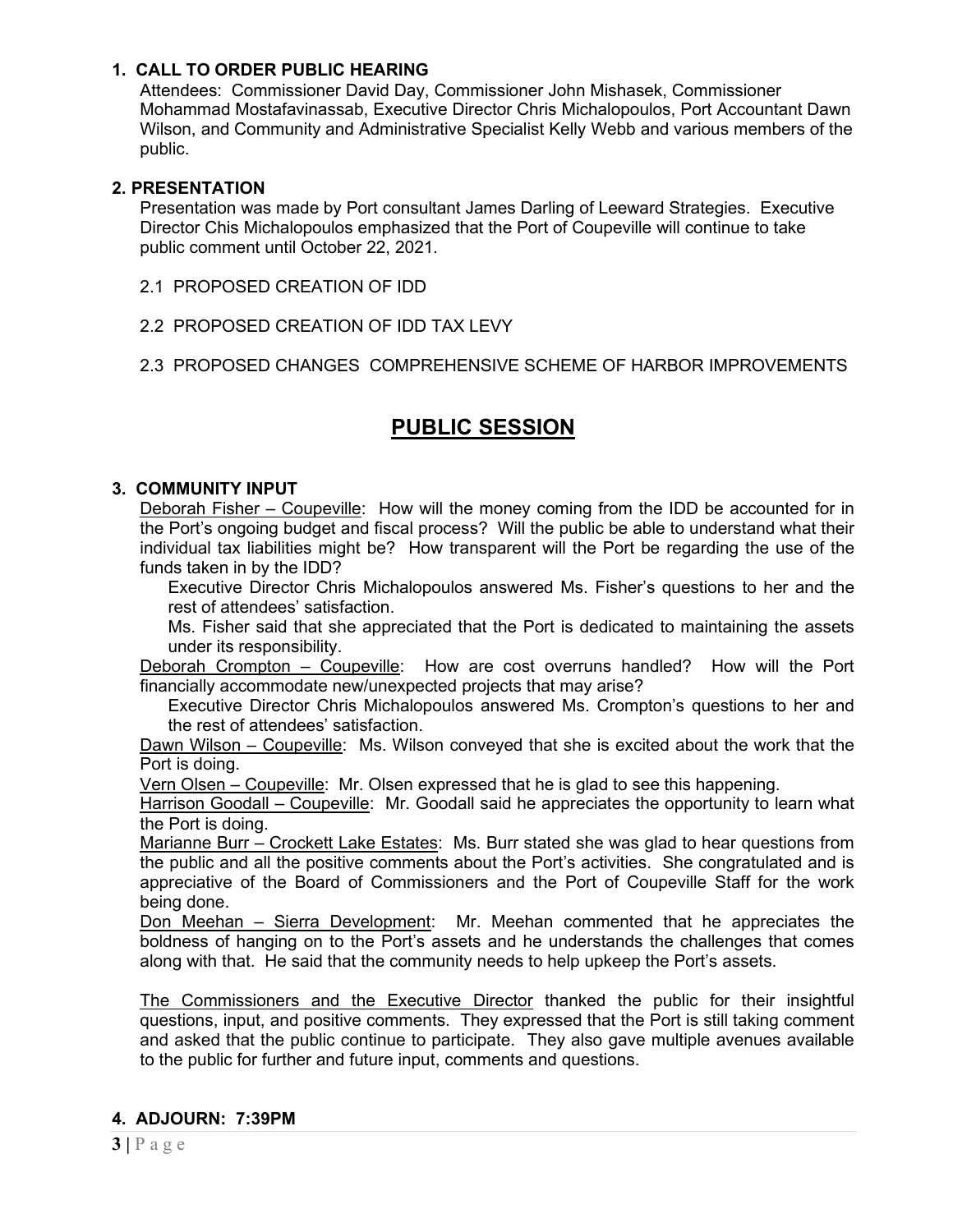### 1. CALL TO ORDER PUBLIC HEARING

Attendees: Commissioner David Day, Commissioner John Mishasek, Commissioner Mohammad Mostafavinassab, Executive Director Chris Michalopoulos, Port Accountant Dawn Wilson, and Community and Administrative Specialist Kelly Webb and various members of the public.

### 2. PRESENTATION

Presentation was made by Port consultant James Darling of Leeward Strategies. Executive Director Chis Michalopoulos emphasized that the Port of Coupeville will continue to take public comment until October 22, 2021.

2.1 PROPOSED CREATION OF IDD

2.2 PROPOSED CREATION OF IDD TAX LEVY

2.3 PROPOSED CHANGES COMPREHENSIVE SCHEME OF HARBOR IMPROVEMENTS

## PUBLIC SESSION

### 3. COMMUNITY INPUT

Deborah Fisher – Coupeville: How will the money coming from the IDD be accounted for in the Port's ongoing budget and fiscal process? Will the public be able to understand what their individual tax liabilities might be? How transparent will the Port be regarding the use of the funds taken in by the IDD?

Executive Director Chris Michalopoulos answered Ms. Fisher's questions to her and the rest of attendees' satisfaction.

Ms. Fisher said that she appreciated that the Port is dedicated to maintaining the assets under its responsibility.

Deborah Crompton – Coupeville: How are cost overruns handled? How will the Port financially accommodate new/unexpected projects that may arise?

Executive Director Chris Michalopoulos answered Ms. Crompton's questions to her and the rest of attendees' satisfaction.

Dawn Wilson – Coupeville: Ms. Wilson conveyed that she is excited about the work that the Port is doing.

Vern Olsen – Coupeville: Mr. Olsen expressed that he is glad to see this happening.

Harrison Goodall – Coupeville: Mr. Goodall said he appreciates the opportunity to learn what the Port is doing.

Marianne Burr – Crockett Lake Estates: Ms. Burr stated she was glad to hear questions from the public and all the positive comments about the Port's activities. She congratulated and is appreciative of the Board of Commissioners and the Port of Coupeville Staff for the work being done.

Don Meehan – Sierra Development: Mr. Meehan commented that he appreciates the boldness of hanging on to the Port's assets and he understands the challenges that comes along with that. He said that the community needs to help upkeep the Port's assets.

The Commissioners and the Executive Director thanked the public for their insightful questions, input, and positive comments. They expressed that the Port is still taking comment and asked that the public continue to participate. They also gave multiple avenues available to the public for further and future input, comments and questions.

### 4. ADJOURN: 7:39PM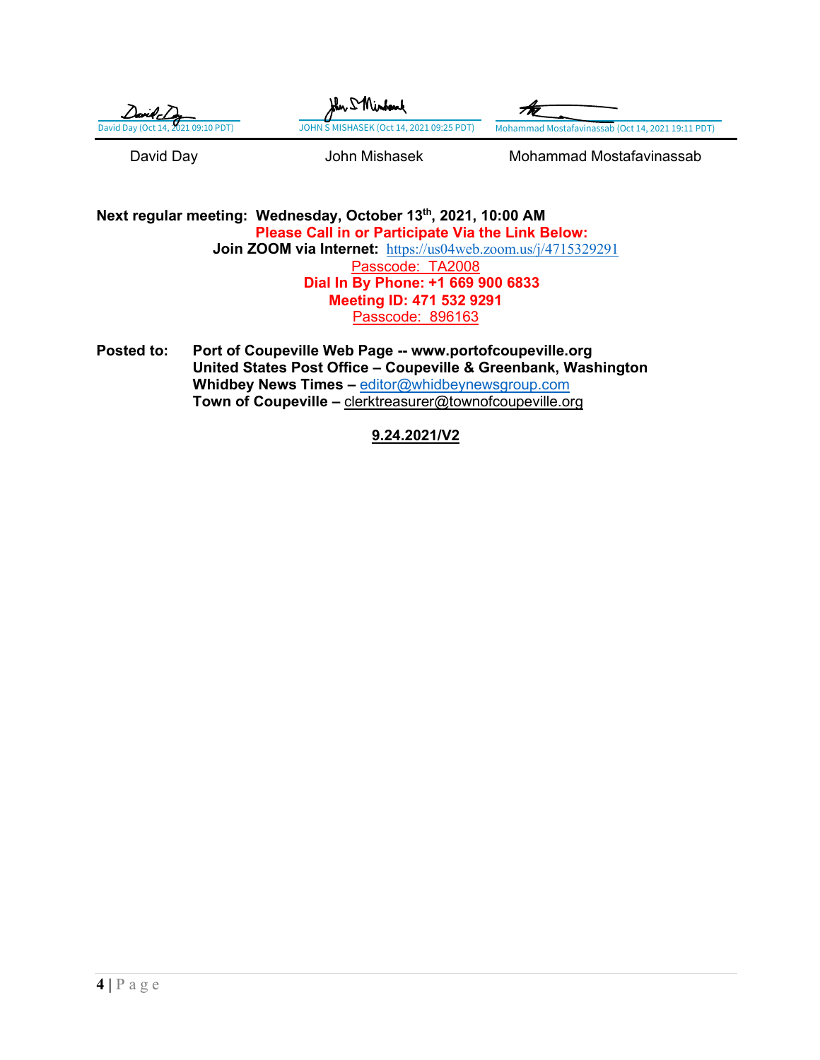David Day (Oct 14, 2021 09:10 PDT) | JOHN S MISHASEK (Oct 14, 2021 09:25 PDT) | Mohammad Mostafavinassab (Oct 14, 2021 19:11 PDT)

David Day | John Mishasek | Mohammad Mostafavinassab

**Next regular meeting: Wednesday, October 13th, 2021, 10:00 AM**

**Please Call in or Participate Via the Link Below:**

**Join ZOOM via Internet:** https://us04web.zoom.us/j/4715329291

Passcode: TA2008

**Dial In By Phone: +1 669 900 6833**

**Meeting ID: 471 532 9291**

Passcode: 896163

**Posted to:** **Port of Coupeville Web Page -- www.portofcoupeville.org**
**United States Post Office – Coupeville & Greenbank, Washington**
**Whidbey News Times –** editor@whidbeynewsgroup.com
**Town of Coupeville –** clerktreasurer@townofcoupeville.org

**9.24.2021/V2**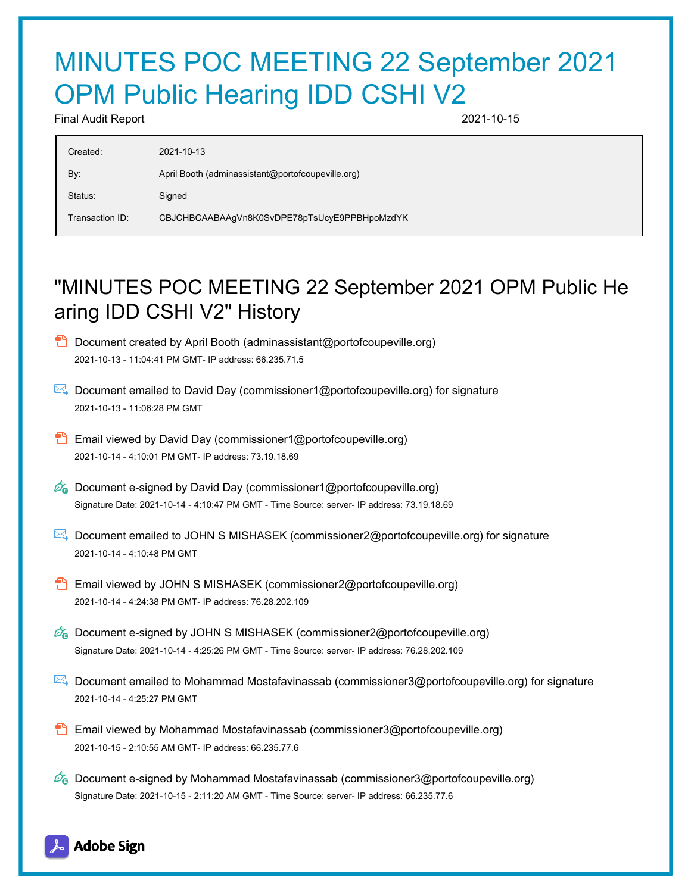# MINUTES POC MEETING 22 September 2021 OPM Public Hearing IDD CSHI V2

Final Audit Report 2021-10-15

| | |
|---|---|
| Created: | 2021-10-13 |
| By: | April Booth (adminassistant@portofcoupeville.org) |
| Status: | Signed |
| Transaction ID: | CBJCHBCAABAAgVn8K0SvDPE78pTsUcyE9PPBHpoMzdYK |

## "MINUTES POC MEETING 22 September 2021 OPM Public Hearing IDD CSHI V2" History

- Document created by April Booth (adminassistant@portofcoupeville.org)
  2021-10-13 - 11:04:41 PM GMT- IP address: 66.235.71.5

- Document emailed to David Day (commissioner1@portofcoupeville.org) for signature
  2021-10-13 - 11:06:28 PM GMT

- Email viewed by David Day (commissioner1@portofcoupeville.org)
  2021-10-14 - 4:10:01 PM GMT- IP address: 73.19.18.69

- Document e-signed by David Day (commissioner1@portofcoupeville.org)
  Signature Date: 2021-10-14 - 4:10:47 PM GMT - Time Source: server- IP address: 73.19.18.69

- Document emailed to JOHN S MISHASEK (commissioner2@portofcoupeville.org) for signature
  2021-10-14 - 4:10:48 PM GMT

- Email viewed by JOHN S MISHASEK (commissioner2@portofcoupeville.org)
  2021-10-14 - 4:24:38 PM GMT- IP address: 76.28.202.109

- Document e-signed by JOHN S MISHASEK (commissioner2@portofcoupeville.org)
  Signature Date: 2021-10-14 - 4:25:26 PM GMT - Time Source: server- IP address: 76.28.202.109

- Document emailed to Mohammad Mostafavinassab (commissioner3@portofcoupeville.org) for signature
  2021-10-14 - 4:25:27 PM GMT

- Email viewed by Mohammad Mostafavinassab (commissioner3@portofcoupeville.org)
  2021-10-15 - 2:10:55 AM GMT- IP address: 66.235.77.6

- Document e-signed by Mohammad Mostafavinassab (commissioner3@portofcoupeville.org)
  Signature Date: 2021-10-15 - 2:11:20 AM GMT - Time Source: server- IP address: 66.235.77.6

Adobe Sign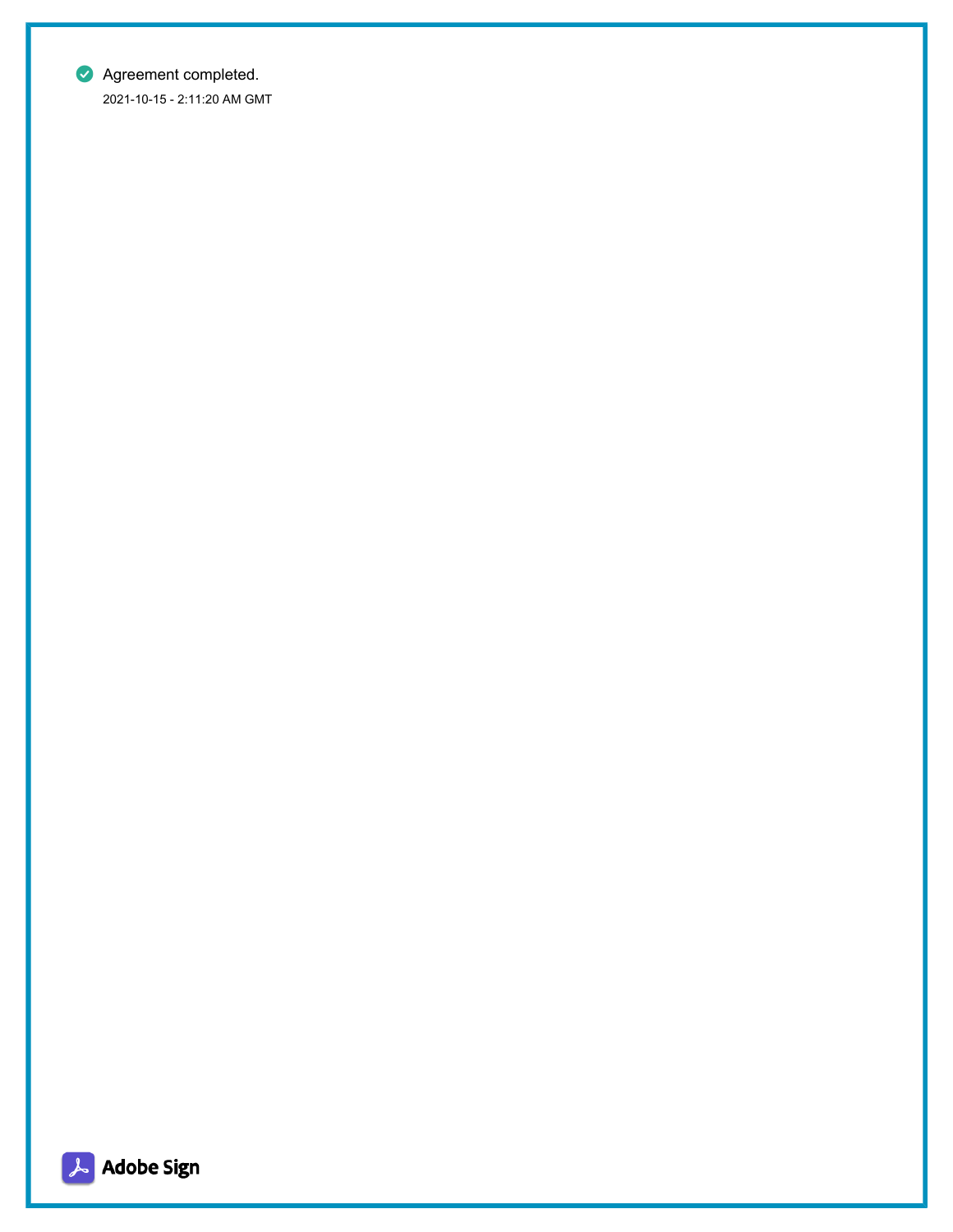Agreement completed.

2021-10-15 - 2:11:20 AM GMT

Adobe Sign